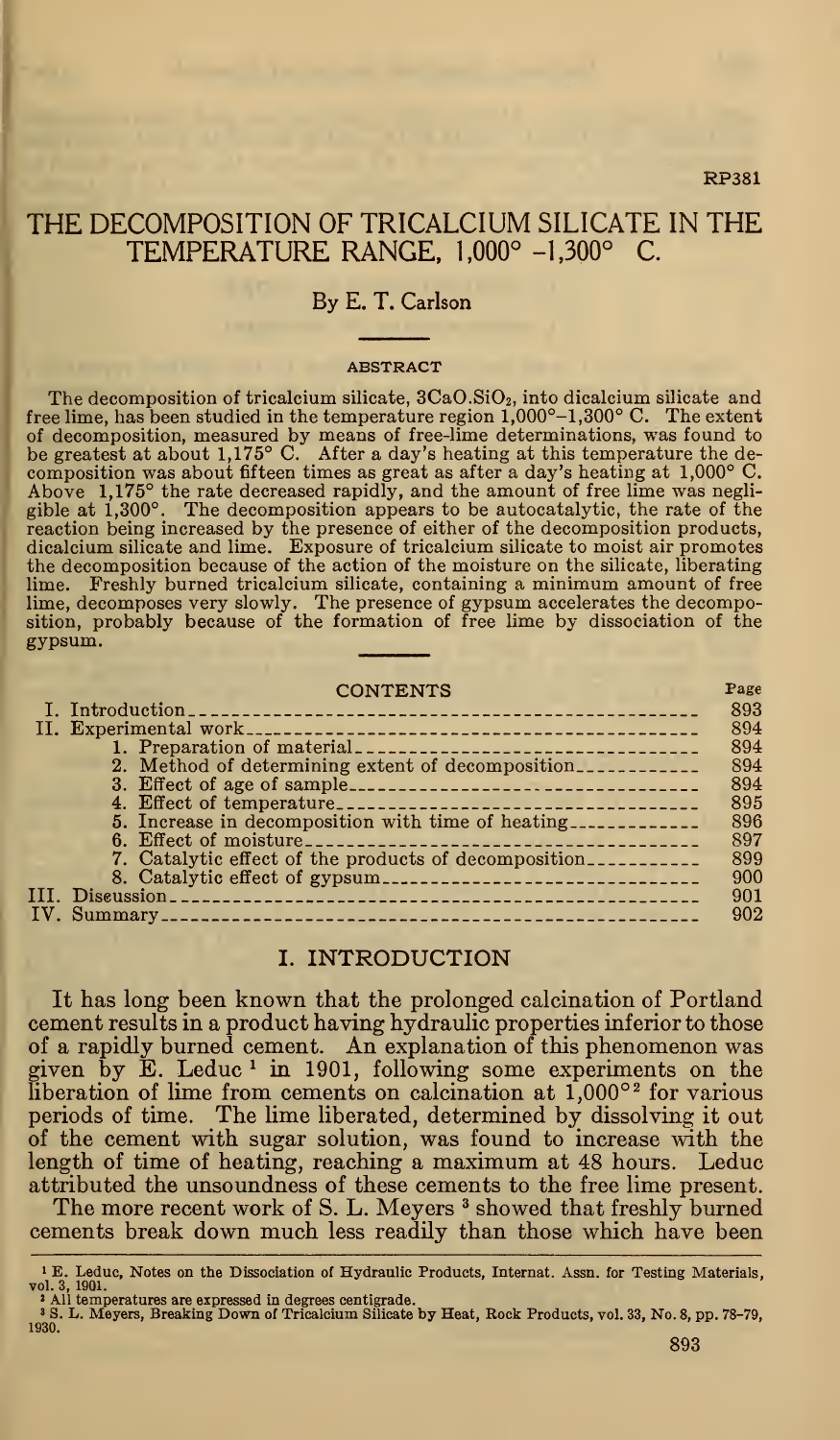RP381

# THE DECOMPOSITION OF TRICALCIUM SILICATE IN THE TEMPERATURE RANGE, 1,000° -1,300° C.

By E. T. Carlson

## ABSTRACT

The decomposition of tricalcium silicate, $3CaO.SiO_2$, into dicalcium silicate and free lime, has been studied in the temperature region 1,000°–1,300° C. The extent of decomposition, measured by means of free-lime determinations, was found to be greatest at about 1,175° C. After a day's heating at this temperature the decomposition was about fifteen times as great as after a day's heating at 1,000° C. Above 1,175° the rate decreased rapidly, and the amount of free lime was negligible at 1,300°. The decomposition appears to be autocatalytic, the rate of the reaction being increased by the presence of either of the decomposition products, dicalcium silicate and lime. Exposure of tricalcium silicate to moist air promotes the decomposition because of the action of the moisture on the silicate, liberating lime. Freshly burned tricalcium silicate, containing a minimum amount of free lime, decomposes very slowly. The presence of gypsum accelerates the decomposition, probably because of the formation of free lime by dissociation of the gypsum.

## CONTENTS

| | Page |
|---|---|
| I. Introduction | 893 |
| II. Experimental work | 894 |
| 1. Preparation of material | 894 |
| 2. Method of determining extent of decomposition | 894 |
| 3. Effect of age of sample | 894 |
| 4. Effect of temperature | 895 |
| 5. Increase in decomposition with time of heating | 896 |
| 6. Effect of moisture | 897 |
| 7. Catalytic effect of the products of decomposition | 899 |
| 8. Catalytic effect of gypsum | 900 |
| III. Discussion | 901 |
| IV. Summary | 902 |

## I. INTRODUCTION

It has long been known that the prolonged calcination of Portland cement results in a product having hydraulic properties inferior to those of a rapidly burned cement. An explanation of this phenomenon was given by E. Leduc [1] in 1901, following some experiments on the liberation of lime from cements on calcination at 1,000° [2] for various periods of time. The lime liberated, determined by dissolving it out of the cement with sugar solution, was found to increase with the length of time of heating, reaching a maximum at 48 hours. Leduc attributed the unsoundness of these cements to the free lime present.

The more recent work of S. L. Meyers [3] showed that freshly burned cements break down much less readily than those which have been

[1] E. Leduc, Notes on the Dissociation of Hydraulic Products, Internat. Assn. for Testing Materials, vol. 3, 1901.

[2] All temperatures are expressed in degrees centigrade.

[3] S. L. Meyers, Breaking Down of Tricalcium Silicate by Heat, Rock Products, vol. 33, No. 8, pp. 78–79, 1930.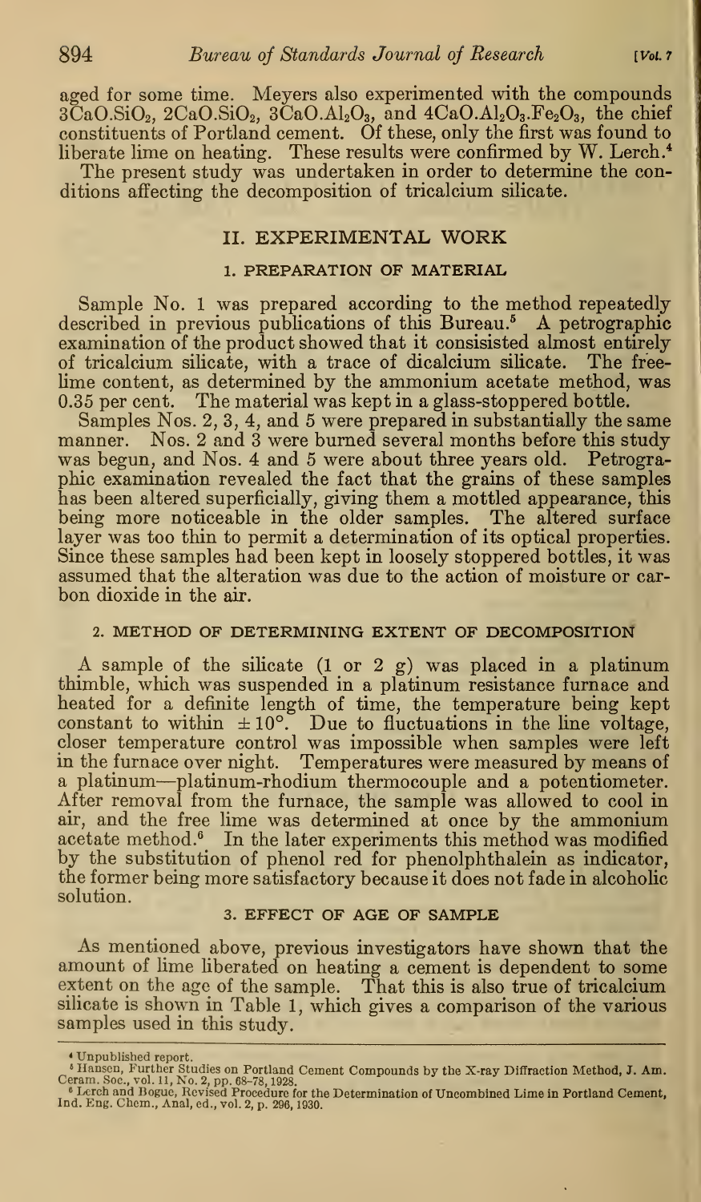aged for some time. Meyers also experimented with the compounds $3CaO.SiO_2$, $2CaO.SiO_2$, $3CaO.Al_2O_3$, and $4CaO.Al_2O_3.Fe_2O_3$, the chief constituents of Portland cement. Of these, only the first was found to liberate lime on heating. These results were confirmed by W. Lerch.[4]

The present study was undertaken in order to determine the conditions affecting the decomposition of tricalcium silicate.

## II. EXPERIMENTAL WORK

### 1. PREPARATION OF MATERIAL

Sample No. 1 was prepared according to the method repeatedly described in previous publications of this Bureau.[5] A petrographic examination of the product showed that it consisisted almost entirely of tricalcium silicate, with a trace of dicalcium silicate. The free-lime content, as determined by the ammonium acetate method, was 0.35 per cent. The material was kept in a glass-stoppered bottle.

Samples Nos. 2, 3, 4, and 5 were prepared in substantially the same manner. Nos. 2 and 3 were burned several months before this study was begun, and Nos. 4 and 5 were about three years old. Petrographic examination revealed the fact that the grains of these samples has been altered superficially, giving them a mottled appearance, this being more noticeable in the older samples. The altered surface layer was too thin to permit a determination of its optical properties. Since these samples had been kept in loosely stoppered bottles, it was assumed that the alteration was due to the action of moisture or carbon dioxide in the air.

### 2. METHOD OF DETERMINING EXTENT OF DECOMPOSITION

A sample of the silicate (1 or 2 g) was placed in a platinum thimble, which was suspended in a platinum resistance furnace and heated for a definite length of time, the temperature being kept constant to within $\pm 10°$. Due to fluctuations in the line voltage, closer temperature control was impossible when samples were left in the furnace over night. Temperatures were measured by means of a platinum—platinum-rhodium thermocouple and a potentiometer. After removal from the furnace, the sample was allowed to cool in air, and the free lime was determined at once by the ammonium acetate method.[6] In the later experiments this method was modified by the substitution of phenol red for phenolphthalein as indicator, the former being more satisfactory because it does not fade in alcoholic solution.

### 3. EFFECT OF AGE OF SAMPLE

As mentioned above, previous investigators have shown that the amount of lime liberated on heating a cement is dependent to some extent on the age of the sample. That this is also true of tricalcium silicate is shown in Table 1, which gives a comparison of the various samples used in this study.

---

[4] Unpublished report.

[5] Hansen, Further Studies on Portland Cement Compounds by the X-ray Diffraction Method, J. Am. Ceram. Soc., vol. 11, No. 2, pp. 68-78, 1928.

[6] Lerch and Bogue, Revised Procedure for the Determination of Uncombined Lime in Portland Cement, Ind. Eng. Chem., Anal, ed., vol. 2, p. 296, 1930.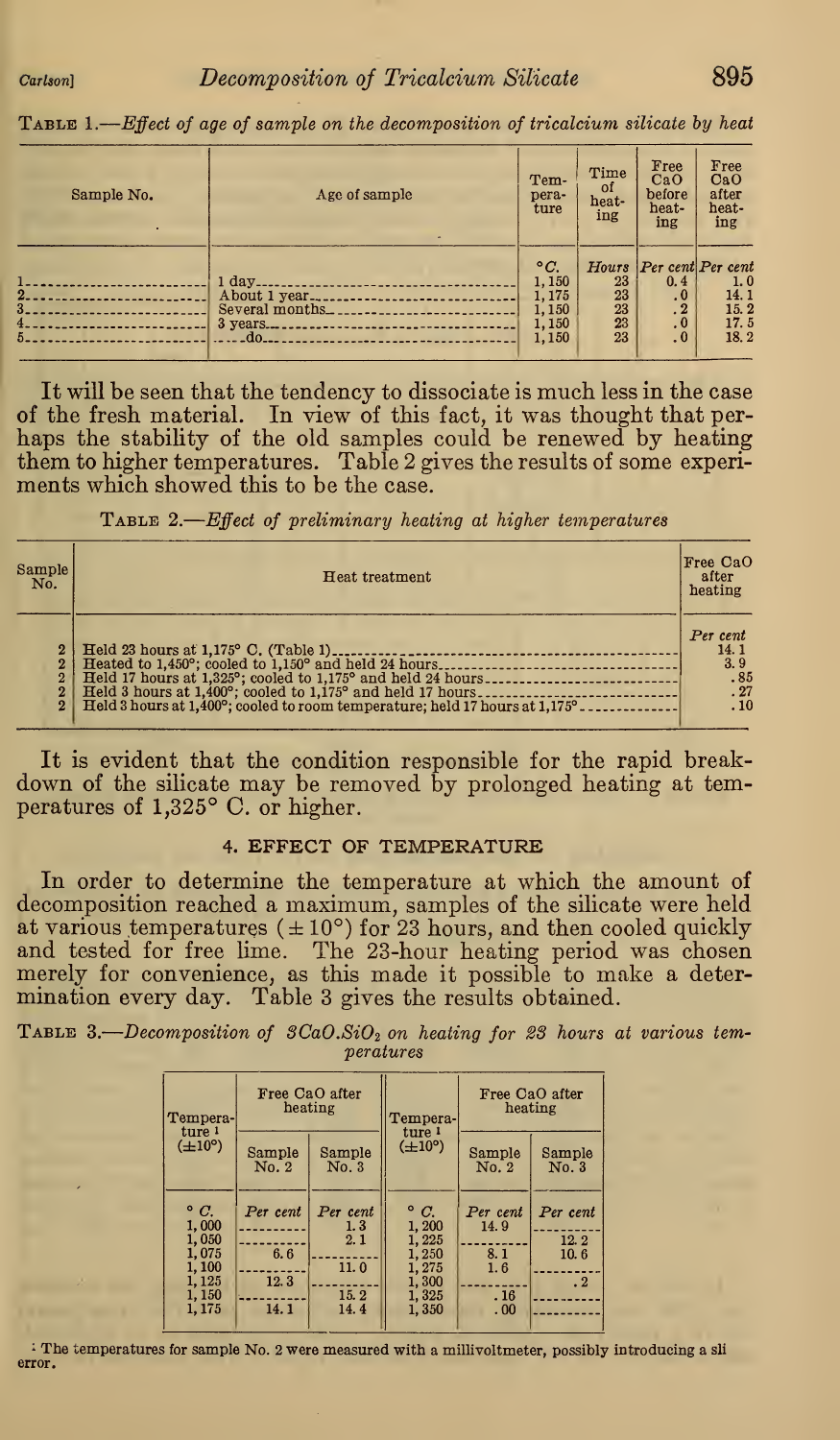TABLE 1.—*Effect of age of sample on the decomposition of tricalcium silicate by heat*

| Sample No. | Age of sample | Temperature | Time of heating | Free CaO before heating | Free CaO after heating |
|---|---|---|---|---|---|
| | | °C. | Hours | Per cent | Per cent |
| 1 | 1 day | 1,150 | 23 | 0.4 | 1.0 |
| 2 | About 1 year | 1,175 | 23 | .0 | 14.1 |
| 3 | Several months | 1,150 | 23 | .2 | 15.2 |
| 4 | 3 years | 1,150 | 23 | .0 | 17.5 |
| 5 | do | 1,150 | 23 | .0 | 18.2 |

It will be seen that the tendency to dissociate is much less in the case of the fresh material. In view of this fact, it was thought that perhaps the stability of the old samples could be renewed by heating them to higher temperatures. Table 2 gives the results of some experiments which showed this to be the case.

TABLE 2.—*Effect of preliminary heating at higher temperatures*

| Sample No. | Heat treatment | Free CaO after heating |
|---|---|---|
| | | Per cent |
| 2 | Held 23 hours at 1,175° C. (Table 1) | 14.1 |
| 2 | Heated to 1,450°; cooled to 1,150° and held 24 hours | 3.9 |
| 2 | Held 17 hours at 1,325°; cooled to 1,175° and held 24 hours | .85 |
| 2 | Held 3 hours at 1,400°; cooled to 1,175° and held 17 hours | .27 |
| 2 | Held 3 hours at 1,400°; cooled to room temperature; held 17 hours at 1,175° | .10 |

It is evident that the condition responsible for the rapid breakdown of the silicate may be removed by prolonged heating at temperatures of 1,325° C. or higher.

## 4. EFFECT OF TEMPERATURE

In order to determine the temperature at which the amount of decomposition reached a maximum, samples of the silicate were held at various temperatures (±10°) for 23 hours, and then cooled quickly and tested for free lime. The 23-hour heating period was chosen merely for convenience, as this made it possible to make a determination every day. Table 3 gives the results obtained.

TABLE 3.—*Decomposition of $3CaO.SiO_2$ on heating for 23 hours at various temperatures*

| Temperature [1] (±10°) | Free CaO after heating | | Temperature [1] (±10°) | Free CaO after heating | |
|---|---|---|---|---|---|
| | Sample No. 2 | Sample No. 3 | | Sample No. 2 | Sample No. 3 |
| ° C. | Per cent | Per cent | ° C. | Per cent | Per cent |
| 1,000 | | 1.3 | 1,200 | 14.9 | |
| 1,050 | | 2.1 | 1,225 | | 12.2 |
| 1,075 | 6.6 | | 1,250 | 8.1 | 10.6 |
| 1,100 | | 11.0 | 1,275 | 1.6 | |
| 1,125 | 12.3 | | 1,300 | | .2 |
| 1,150 | | 15.2 | 1,325 | .16 | |
| 1,175 | 14.1 | 14.4 | 1,350 | .00 | |

[1] The temperatures for sample No. 2 were measured with a millivoltmeter, possibly introducing a sli error.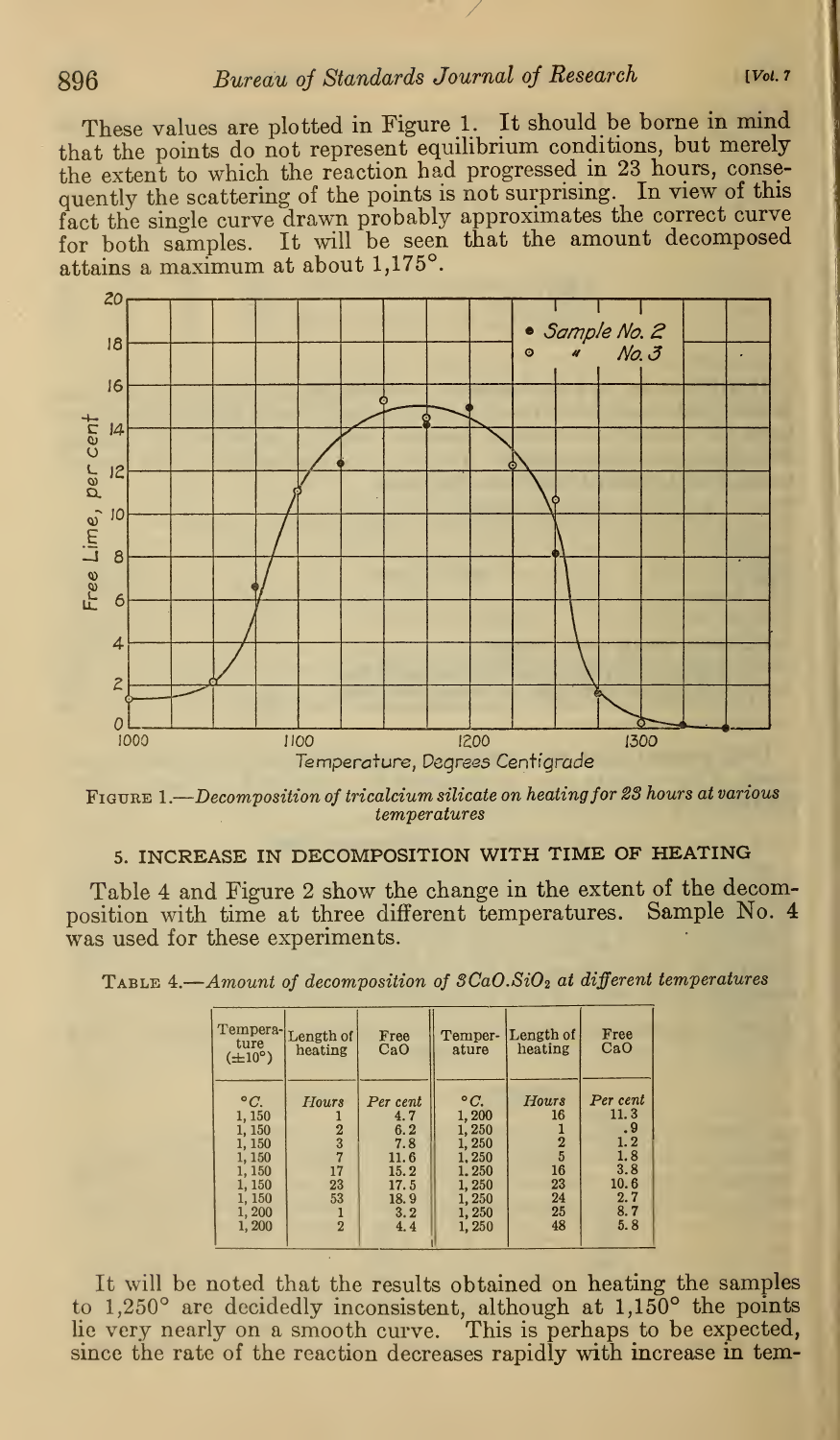These values are plotted in Figure 1. It should be borne in mind that the points do not represent equilibrium conditions, but merely the extent to which the reaction had progressed in 23 hours, consequently the scattering of the points is not surprising. In view of this fact the single curve drawn probably approximates the correct curve for both samples. It will be seen that the amount decomposed attains a maximum at about 1,175°.

FIGURE 1.—*Decomposition of tricalcium silicate on heating for 23 hours at various temperatures*

## 5. INCREASE IN DECOMPOSITION WITH TIME OF HEATING

Table 4 and Figure 2 show the change in the extent of the decomposition with time at three different temperatures. Sample No. 4 was used for these experiments.

TABLE 4.—*Amount of decomposition of $3CaO.SiO_2$ at different temperatures*

| Temperature (±10°) | Length of heating | Free CaO | Temperature | Length of heating | Free CaO |
|---|---|---|---|---|---|
| °C. | Hours | Per cent | °C. | Hours | Per cent |
| 1,150 | 1 | 4.7 | 1,200 | 16 | 11.3 |
| 1,150 | 2 | 6.2 | 1,250 | 1 | .9 |
| 1,150 | 3 | 7.8 | 1,250 | 2 | 1.2 |
| 1,150 | 7 | 11.6 | 1,250 | 5 | 1.8 |
| 1,150 | 17 | 15.2 | 1,250 | 16 | 3.8 |
| 1,150 | 23 | 17.5 | 1,250 | 23 | 10.6 |
| 1,150 | 53 | 18.9 | 1,250 | 24 | 2.7 |
| 1,200 | 1 | 3.2 | 1,250 | 25 | 8.7 |
| 1,200 | 2 | 4.4 | 1,250 | 48 | 5.8 |

It will be noted that the results obtained on heating the samples to 1,250° are decidedly inconsistent, although at 1,150° the points lie very nearly on a smooth curve. This is perhaps to be expected, since the rate of the reaction decreases rapidly with increase in tem-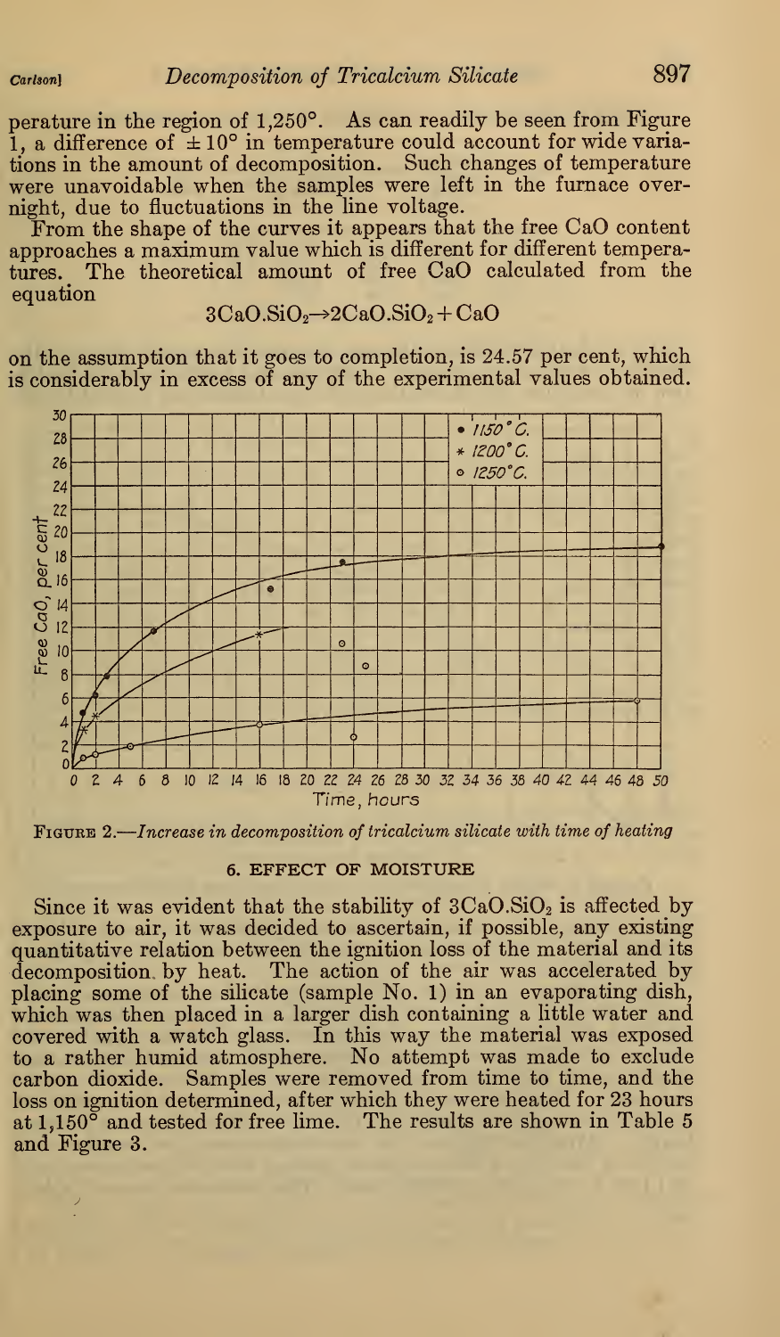perature in the region of 1,250°. As can readily be seen from Figure 1, a difference of ±10° in temperature could account for wide variations in the amount of decomposition. Such changes of temperature were unavoidable when the samples were left in the furnace overnight, due to fluctuations in the line voltage.

From the shape of the curves it appears that the free CaO content approaches a maximum value which is different for different temperatures. The theoretical amount of free CaO calculated from the equation

$$3CaO.SiO_2 \rightarrow 2CaO.SiO_2 + CaO$$

on the assumption that it goes to completion, is 24.57 per cent, which is considerably in excess of any of the experimental values obtained.

FIGURE 2.—*Increase in decomposition of tricalcium silicate with time of heating*

## 6. EFFECT OF MOISTURE

Since it was evident that the stability of $3CaO.SiO_2$ is affected by exposure to air, it was decided to ascertain, if possible, any existing quantitative relation between the ignition loss of the material and its decomposition by heat. The action of the air was accelerated by placing some of the silicate (sample No. 1) in an evaporating dish, which was then placed in a larger dish containing a little water and covered with a watch glass. In this way the material was exposed to a rather humid atmosphere. No attempt was made to exclude carbon dioxide. Samples were removed from time to time, and the loss on ignition determined, after which they were heated for 23 hours at 1,150° and tested for free lime. The results are shown in Table 5 and Figure 3.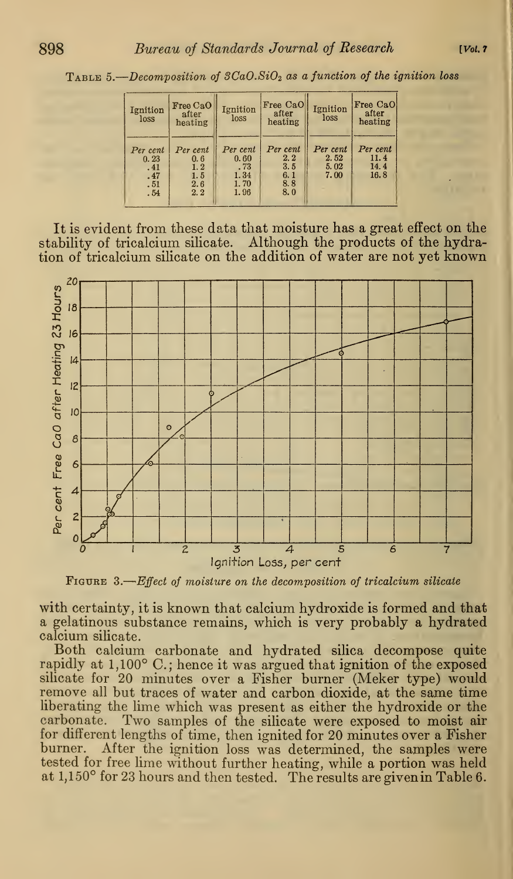TABLE 5.—*Decomposition of $3CaO.SiO_2$ as a function of the ignition loss*

| Ignition loss | Free CaO after heating | Ignition loss | Free CaO after heating | Ignition loss | Free CaO after heating |
|---|---|---|---|---|---|
| *Per cent* | *Per cent* | *Per cent* | *Per cent* | *Per cent* | *Per cent* |
| 0.23 | 0.6 | 0.60 | 2.2 | 2.52 | 11.4 |
| .41 | 1.2 | .73 | 3.5 | 5.02 | 14.4 |
| .47 | 1.5 | 1.34 | 6.1 | 7.00 | 16.8 |
| .51 | 2.6 | 1.70 | 8.8 | | |
| .54 | 2.2 | 1.96 | 8.0 | | |

It is evident from these data that moisture has a great effect on the stability of tricalcium silicate. Although the products of the hydration of tricalcium silicate on the addition of water are not yet known with certainty, it is known that calcium hydroxide is formed and that a gelatinous substance remains, which is very probably a hydrated calcium silicate.

FIGURE 3.—*Effect of moisture on the decomposition of tricalcium silicate*

Both calcium carbonate and hydrated silica decompose quite rapidly at 1,100° C.; hence it was argued that ignition of the exposed silicate for 20 minutes over a Fisher burner (Meker type) would remove all but traces of water and carbon dioxide, at the same time liberating the lime which was present as either the hydroxide or the carbonate. Two samples of the silicate were exposed to moist air for different lengths of time, then ignited for 20 minutes over a Fisher burner. After the ignition loss was determined, the samples were tested for free lime without further heating, while a portion was held at 1,150° for 23 hours and then tested. The results are given in Table 6.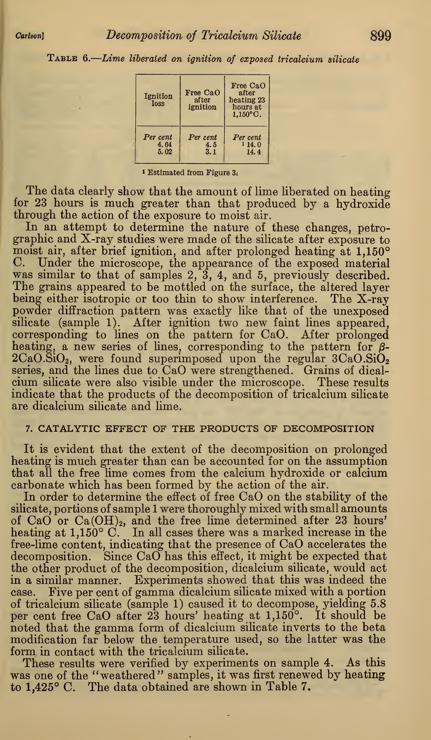TABLE 6.—*Lime liberated on ignition of exposed tricalcium silicate*

| Ignition loss | Free CaO after ignition | Free CaO after heating 23 hours at 1,150° C. |
|---|---|---|
| *Per cent* | *Per cent* | *Per cent* |
| 4.64 | 4.5 | [1] 14.0 |
| 5.02 | 3.1 | 14.4 |

[1] Estimated from Figure 3.

The data clearly show that the amount of lime liberated on heating for 23 hours is much greater than that produced by a hydroxide through the action of the exposure to moist air.

In an attempt to determine the nature of these changes, petrographic and X-ray studies were made of the silicate after exposure to moist air, after brief ignition, and after prolonged heating at 1,150° C. Under the microscope, the appearance of the exposed material was similar to that of samples 2, 3, 4, and 5, previously described. The grains appeared to be mottled on the surface, the altered layer being either isotropic or too thin to show interference. The X-ray powder diffraction pattern was exactly like that of the unexposed silicate (sample 1). After ignition two new faint lines appeared, corresponding to lines on the pattern for CaO. After prolonged heating, a new series of lines, corresponding to the pattern for $\beta$-$2CaO.SiO_2$, were found superimposed upon the regular $3CaO.SiO_2$ series, and the lines due to CaO were strengthened. Grains of dicalcium silicate were also visible under the microscope. These results indicate that the products of the decomposition of tricalcium silicate are dicalcium silicate and lime.

## 7. CATALYTIC EFFECT OF THE PRODUCTS OF DECOMPOSITION

It is evident that the extent of the decomposition on prolonged heating is much greater than can be accounted for on the assumption that all the free lime comes from the calcium hydroxide or calcium carbonate which has been formed by the action of the air.

In order to determine the effect of free CaO on the stability of the silicate, portions of sample 1 were thoroughly mixed with small amounts of CaO or $Ca(OH)_2$, and the free lime determined after 23 hours' heating at 1,150° C. In all cases there was a marked increase in the free-lime content, indicating that the presence of CaO accelerates the decomposition. Since CaO has this effect, it might be expected that the other product of the decomposition, dicalcium silicate, would act in a similar manner. Experiments showed that this was indeed the case. Five per cent of gamma dicalcium silicate mixed with a portion of tricalcium silicate (sample 1) caused it to decompose, yielding 5.8 per cent free CaO after 23 hours' heating at 1,150°. It should be noted that the gamma form of dicalcium silicate inverts to the beta modification far below the temperature used, so the latter was the form in contact with the tricalcium silicate.

These results were verified by experiments on sample 4. As this was one of the "weathered" samples, it was first renewed by heating to 1,425° C. The data obtained are shown in Table 7.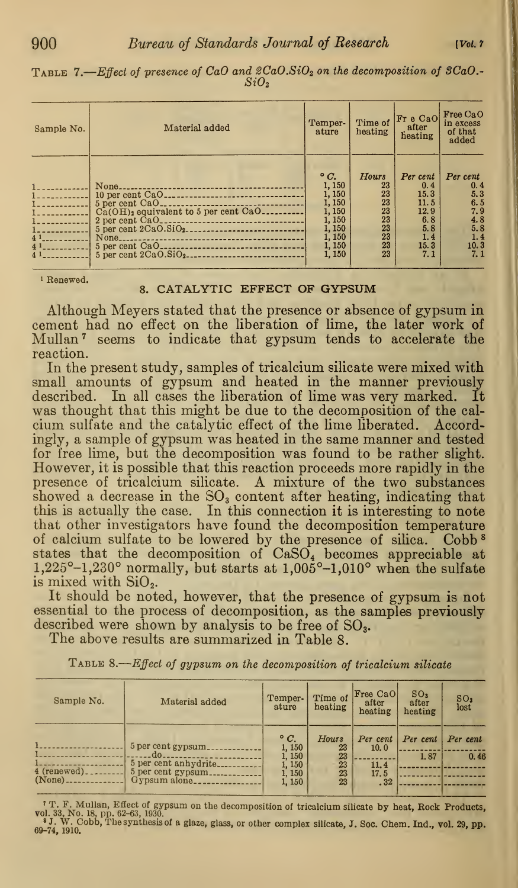Table 7.—*Effect of presence of CaO and $2CaO.SiO_2$ on the decomposition of $3CaO.SiO_2$*

| Sample No. | Material added | Temperature | Time of heating | Free CaO after heating | Free CaO in excess of that added |
|---|---|---|---|---|---|
| | | °C. | Hours | Per cent | Per cent |
| 1 | None | 1,150 | 23 | 0.4 | 0.4 |
| 1 | 10 per cent CaO | 1,150 | 23 | 15.3 | 5.3 |
| 1 | 5 per cent CaO | 1,150 | 23 | 11.5 | 6.5 |
| 1 | $Ca(OH)_2$ equivalent to 5 per cent CaO | 1,150 | 23 | 12.9 | 7.9 |
| 1 | 2 per cent CaO | 1,150 | 23 | 6.8 | 4.8 |
| 1 | 5 per cent $2CaO.SiO_2$ | 1,150 | 23 | 5.8 | 5.8 |
| 4 [1] | None | 1,150 | 23 | 1.4 | 1.4 |
| 4 [1] | 5 per cent CaO | 1,150 | 23 | 15.3 | 10.3 |
| 4 [1] | 5 per cent $2CaO.SiO_2$ | 1,150 | 23 | 7.1 | 7.1 |

[1] Renewed.

## 8. CATALYTIC EFFECT OF GYPSUM

Although Meyers stated that the presence or absence of gypsum in cement had no effect on the liberation of lime, the later work of Mullan [7] seems to indicate that gypsum tends to accelerate the reaction.

In the present study, samples of tricalcium silicate were mixed with small amounts of gypsum and heated in the manner previously described. In all cases the liberation of lime was very marked. It was thought that this might be due to the decomposition of the calcium sulfate and the catalytic effect of the lime liberated. Accordingly, a sample of gypsum was heated in the same manner and tested for free lime, but the decomposition was found to be rather slight. However, it is possible that this reaction proceeds more rapidly in the presence of tricalcium silicate. A mixture of the two substances showed a decrease in the $SO_3$ content after heating, indicating that this is actually the case. In this connection it is interesting to note that other investigators have found the decomposition temperature of calcium sulfate to be lowered by the presence of silica. Cobb [8] states that the decomposition of $CaSO_4$ becomes appreciable at 1,225°–1,230° normally, but starts at 1,005°–1,010° when the sulfate is mixed with $SiO_2$.

It should be noted, however, that the presence of gypsum is not essential to the process of decomposition, as the samples previously described were shown by analysis to be free of $SO_3$.

The above results are summarized in Table 8.

Table 8.—*Effect of gypsum on the decomposition of tricalcium silicate*

| Sample No. | Material added | Temperature | Time of heating | Free CaO after heating | $SO_3$ after heating | $SO_3$ lost |
|---|---|---|---|---|---|---|
| | | °C. | Hours | Per cent | Per cent | Per cent |
| 1 | 5 per cent gypsum | 1,150 | 23 | 10.0 | | |
| 1 | do | 1,150 | 23 | | 1.87 | 0.46 |
| 1 | 5 per cent anhydrite | 1,150 | 23 | 11.4 | | |
| 4 (renewed) | 5 per cent gypsum | 1,150 | 23 | 17.5 | | |
| (None) | Gypsum alone | 1,150 | 23 | .32 | | |

[7] T. F. Mullan, Effect of gypsum on the decomposition of tricalcium silicate by heat, Rock Products, vol. 33, No. 18, pp. 62–63, 1930.

[8] J. W. Cobb, The synthesis of a glaze, glass, or other complex silicate, J. Soc. Chem. Ind., vol. 29, pp. 69–74, 1910.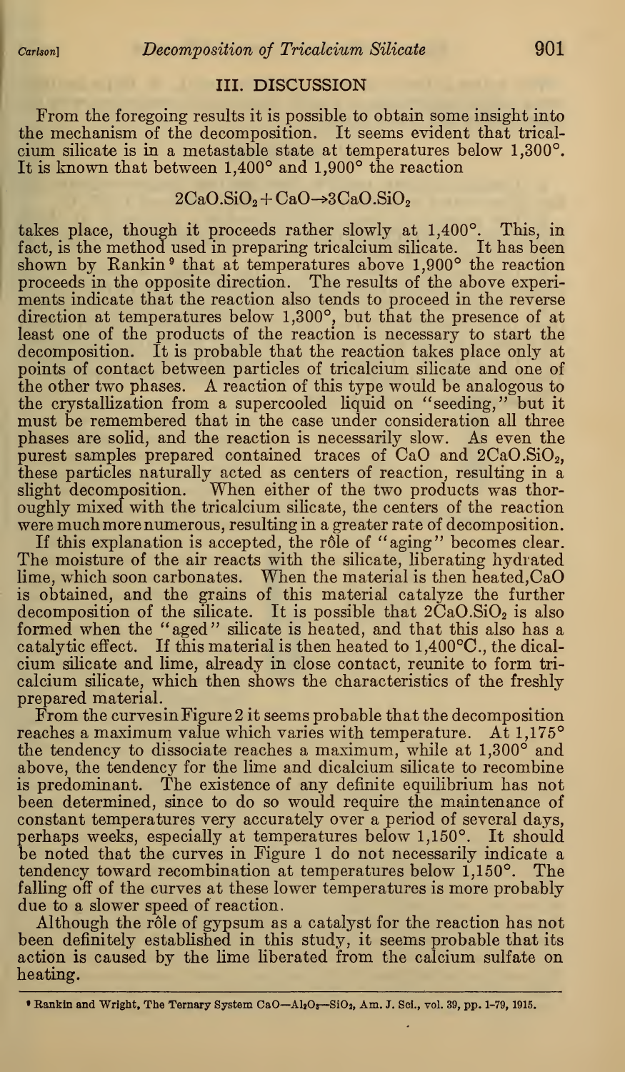## III. DISCUSSION

From the foregoing results it is possible to obtain some insight into the mechanism of the decomposition. It seems evident that tricalcium silicate is in a metastable state at temperatures below 1,300°. It is known that between 1,400° and 1,900° the reaction

$$2CaO.SiO_2 + CaO \rightarrow 3CaO.SiO_2$$

takes place, though it proceeds rather slowly at 1,400°. This, in fact, is the method used in preparing tricalcium silicate. It has been shown by Rankin[9] that at temperatures above 1,900° the reaction proceeds in the opposite direction. The results of the above experiments indicate that the reaction also tends to proceed in the reverse direction at temperatures below 1,300°, but that the presence of at least one of the products of the reaction is necessary to start the decomposition. It is probable that the reaction takes place only at points of contact between particles of tricalcium silicate and one of the other two phases. A reaction of this type would be analogous to the crystallization from a supercooled liquid on "seeding," but it must be remembered that in the case under consideration all three phases are solid, and the reaction is necessarily slow. As even the purest samples prepared contained traces of CaO and $2CaO.SiO_2$, these particles naturally acted as centers of reaction, resulting in a slight decomposition. When either of the two products was thoroughly mixed with the tricalcium silicate, the centers of the reaction were much more numerous, resulting in a greater rate of decomposition.

If this explanation is accepted, the rôle of "aging" becomes clear. The moisture of the air reacts with the silicate, liberating hydrated lime, which soon carbonates. When the material is then heated, CaO is obtained, and the grains of this material catalyze the further decomposition of the silicate. It is possible that $2CaO.SiO_2$ is also formed when the "aged" silicate is heated, and that this also has a catalytic effect. If this material is then heated to 1,400°C., the dicalcium silicate and lime, already in close contact, reunite to form tricalcium silicate, which then shows the characteristics of the freshly prepared material.

From the curves in Figure 2 it seems probable that the decomposition reaches a maximum value which varies with temperature. At 1,175° the tendency to dissociate reaches a maximum, while at 1,300° and above, the tendency for the lime and dicalcium silicate to recombine is predominant. The existence of any definite equilibrium has not been determined, since to do so would require the maintenance of constant temperatures very accurately over a period of several days, perhaps weeks, especially at temperatures below 1,150°. It should be noted that the curves in Figure 1 do not necessarily indicate a tendency toward recombination at temperatures below 1,150°. The falling off of the curves at these lower temperatures is more probably due to a slower speed of reaction.

Although the rôle of gypsum as a catalyst for the reaction has not been definitely established in this study, it seems probable that its action is caused by the lime liberated from the calcium sulfate on heating.

[9] Rankin and Wright, The Ternary System $CaO-Al_2O_3-SiO_2$, Am. J. Sci., vol. 39, pp. 1-79, 1915.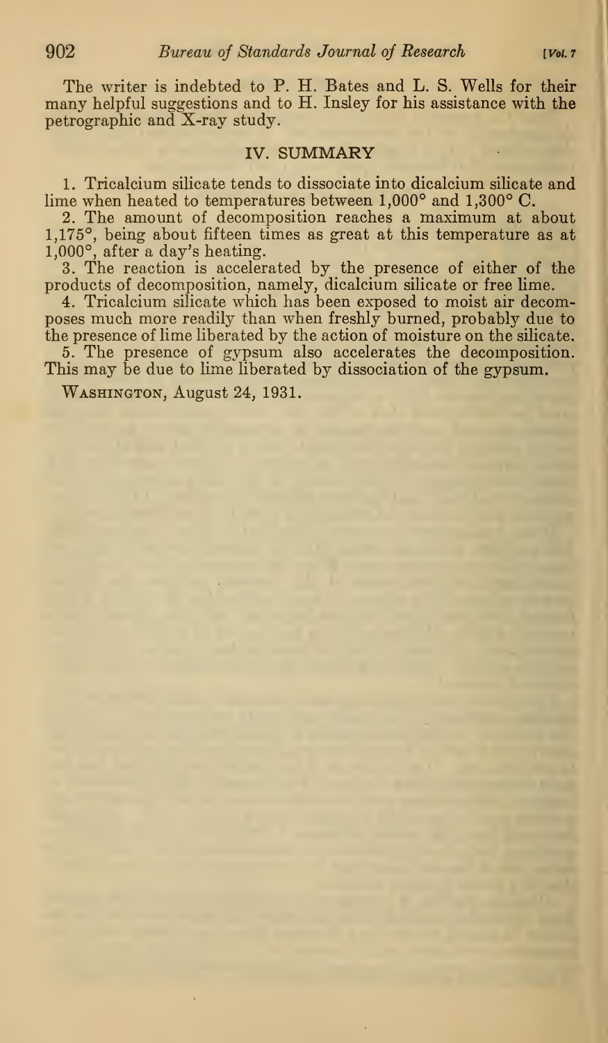The writer is indebted to P. H. Bates and L. S. Wells for their many helpful suggestions and to H. Insley for his assistance with the petrographic and X-ray study.

## IV. SUMMARY

1. Tricalcium silicate tends to dissociate into dicalcium silicate and lime when heated to temperatures between 1,000° and 1,300° C.
2. The amount of decomposition reaches a maximum at about 1,175°, being about fifteen times as great at this temperature as at 1,000°, after a day's heating.
3. The reaction is accelerated by the presence of either of the products of decomposition, namely, dicalcium silicate or free lime.
4. Tricalcium silicate which has been exposed to moist air decomposes much more readily than when freshly burned, probably due to the presence of lime liberated by the action of moisture on the silicate.
5. The presence of gypsum also accelerates the decomposition. This may be due to lime liberated by dissociation of the gypsum.

Washington, August 24, 1931.